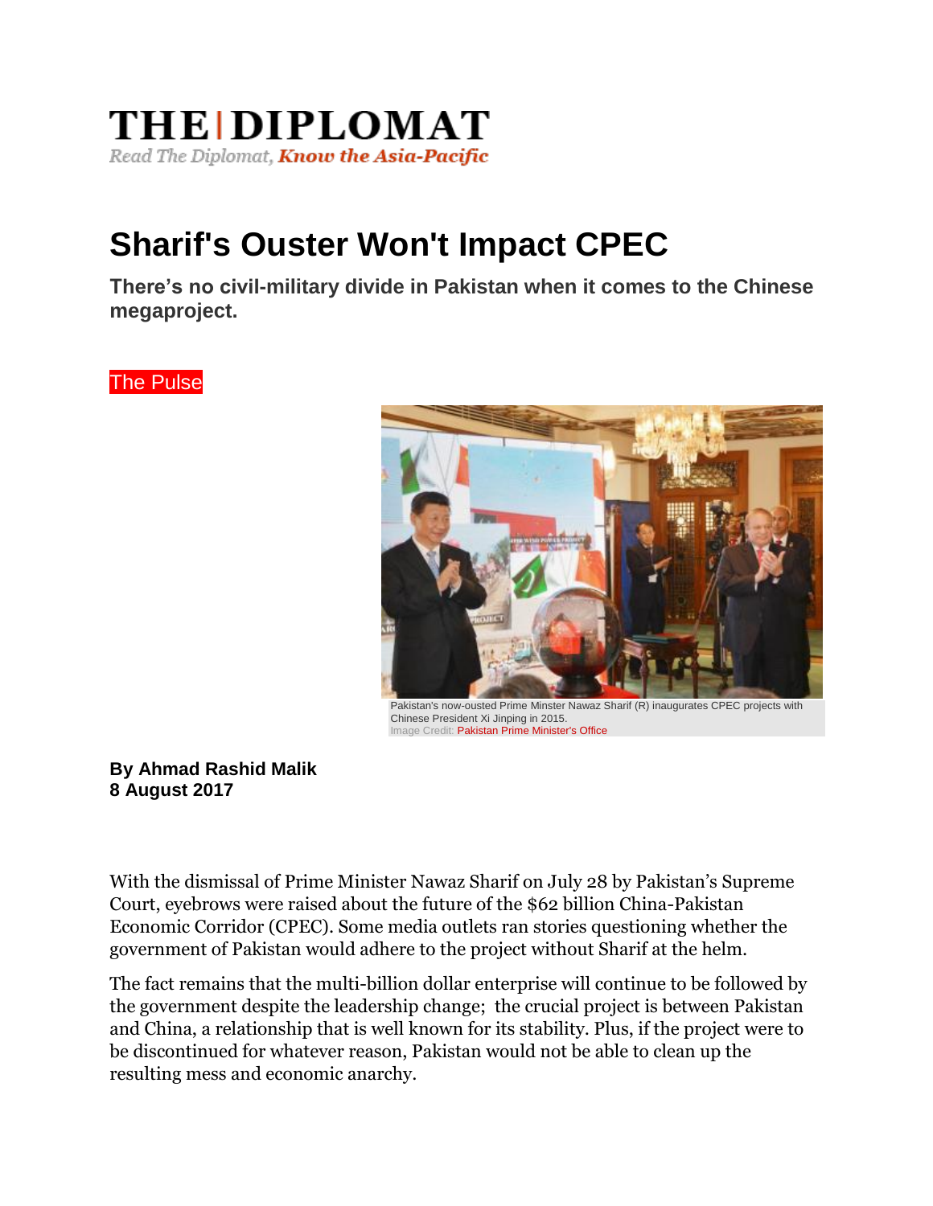THE | DIPLOMAT

*Read The Diplomat, **Know the Asia-Pacific***

# Sharif's Ouster Won't Impact CPEC

**There's no civil-military divide in Pakistan when it comes to the Chinese megaproject.**

The Pulse

Pakistan's now-ousted Prime Minster Nawaz Sharif (R) inaugurates CPEC projects with Chinese President Xi Jinping in 2015.
Image Credit: Pakistan Prime Minister's Office

**By Ahmad Rashid Malik**
**8 August 2017**

With the dismissal of Prime Minister Nawaz Sharif on July 28 by Pakistan's Supreme Court, eyebrows were raised about the future of the $62 billion China-Pakistan Economic Corridor (CPEC). Some media outlets ran stories questioning whether the government of Pakistan would adhere to the project without Sharif at the helm.

The fact remains that the multi-billion dollar enterprise will continue to be followed by the government despite the leadership change; the crucial project is between Pakistan and China, a relationship that is well known for its stability. Plus, if the project were to be discontinued for whatever reason, Pakistan would not be able to clean up the resulting mess and economic anarchy.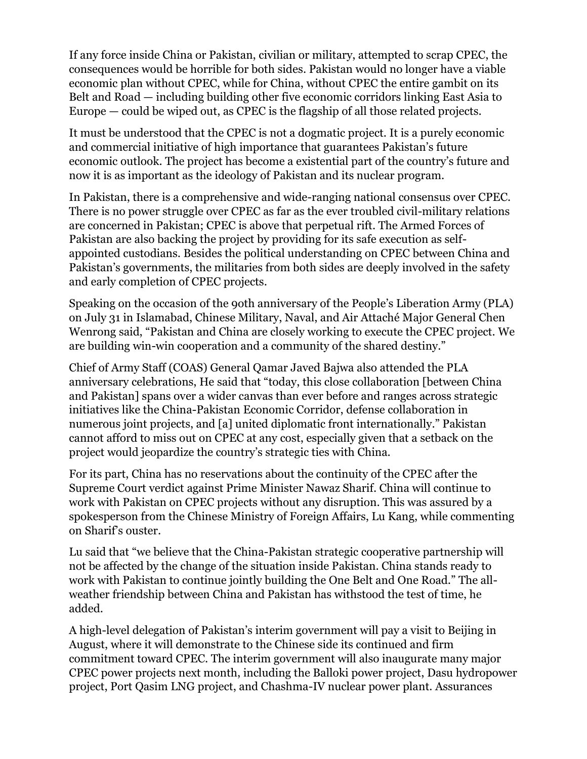If any force inside China or Pakistan, civilian or military, attempted to scrap CPEC, the consequences would be horrible for both sides. Pakistan would no longer have a viable economic plan without CPEC, while for China, without CPEC the entire gambit on its Belt and Road — including building other five economic corridors linking East Asia to Europe — could be wiped out, as CPEC is the flagship of all those related projects.

It must be understood that the CPEC is not a dogmatic project. It is a purely economic and commercial initiative of high importance that guarantees Pakistan's future economic outlook. The project has become a existential part of the country's future and now it is as important as the ideology of Pakistan and its nuclear program.

In Pakistan, there is a comprehensive and wide-ranging national consensus over CPEC. There is no power struggle over CPEC as far as the ever troubled civil-military relations are concerned in Pakistan; CPEC is above that perpetual rift. The Armed Forces of Pakistan are also backing the project by providing for its safe execution as self-appointed custodians. Besides the political understanding on CPEC between China and Pakistan's governments, the militaries from both sides are deeply involved in the safety and early completion of CPEC projects.

Speaking on the occasion of the 90th anniversary of the People's Liberation Army (PLA) on July 31 in Islamabad, Chinese Military, Naval, and Air Attaché Major General Chen Wenrong said, "Pakistan and China are closely working to execute the CPEC project. We are building win-win cooperation and a community of the shared destiny."

Chief of Army Staff (COAS) General Qamar Javed Bajwa also attended the PLA anniversary celebrations, He said that "today, this close collaboration [between China and Pakistan] spans over a wider canvas than ever before and ranges across strategic initiatives like the China-Pakistan Economic Corridor, defense collaboration in numerous joint projects, and [a] united diplomatic front internationally." Pakistan cannot afford to miss out on CPEC at any cost, especially given that a setback on the project would jeopardize the country's strategic ties with China.

For its part, China has no reservations about the continuity of the CPEC after the Supreme Court verdict against Prime Minister Nawaz Sharif. China will continue to work with Pakistan on CPEC projects without any disruption. This was assured by a spokesperson from the Chinese Ministry of Foreign Affairs, Lu Kang, while commenting on Sharif's ouster.

Lu said that "we believe that the China-Pakistan strategic cooperative partnership will not be affected by the change of the situation inside Pakistan. China stands ready to work with Pakistan to continue jointly building the One Belt and One Road." The all-weather friendship between China and Pakistan has withstood the test of time, he added.

A high-level delegation of Pakistan's interim government will pay a visit to Beijing in August, where it will demonstrate to the Chinese side its continued and firm commitment toward CPEC. The interim government will also inaugurate many major CPEC power projects next month, including the Balloki power project, Dasu hydropower project, Port Qasim LNG project, and Chashma-IV nuclear power plant. Assurances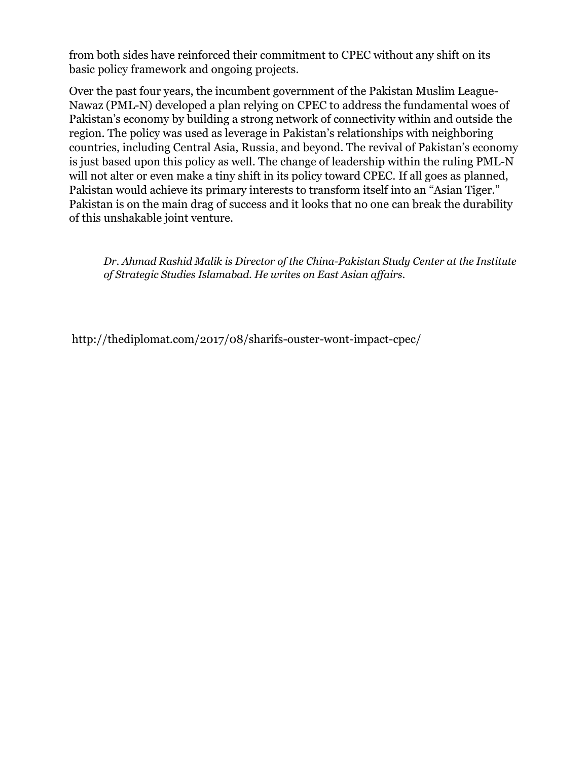from both sides have reinforced their commitment to CPEC without any shift on its basic policy framework and ongoing projects.

Over the past four years, the incumbent government of the Pakistan Muslim League-Nawaz (PML-N) developed a plan relying on CPEC to address the fundamental woes of Pakistan's economy by building a strong network of connectivity within and outside the region. The policy was used as leverage in Pakistan's relationships with neighboring countries, including Central Asia, Russia, and beyond. The revival of Pakistan's economy is just based upon this policy as well. The change of leadership within the ruling PML-N will not alter or even make a tiny shift in its policy toward CPEC. If all goes as planned, Pakistan would achieve its primary interests to transform itself into an "Asian Tiger." Pakistan is on the main drag of success and it looks that no one can break the durability of this unshakable joint venture.

> *Dr. Ahmad Rashid Malik is Director of the China-Pakistan Study Center at the Institute of Strategic Studies Islamabad. He writes on East Asian affairs.*

http://thediplomat.com/2017/08/sharifs-ouster-wont-impact-cpec/